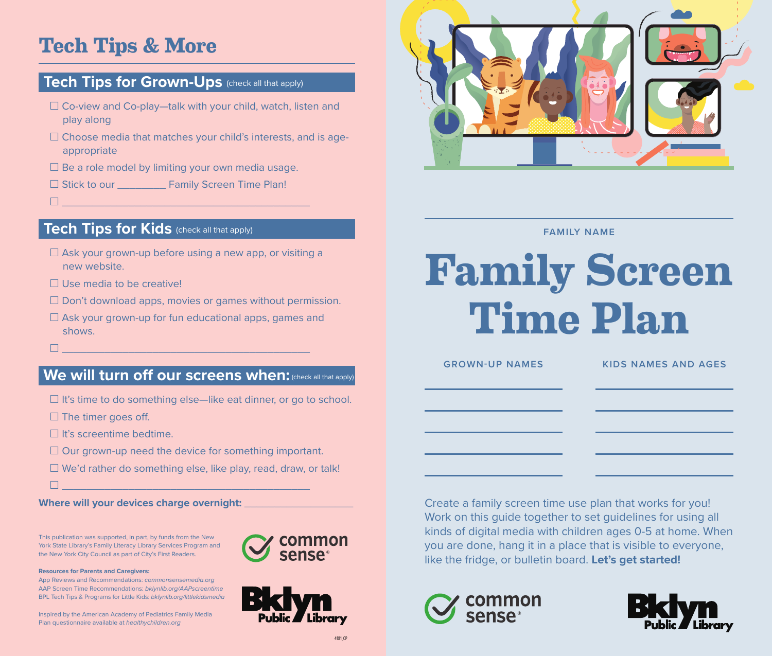# Tech Tips & More

## Tech Tips for Grown-Ups (check all that apply)

- ☐ Co-view and Co-play—talk with your child, watch, listen and play along
- ☐ Choose media that matches your child's interests, and is age-appropriate
- ☐ Be a role model by limiting your own media usage.
- ☐ Stick to our _________ Family Screen Time Plan!
- ☐ _____________________________________________

## Tech Tips for Kids (check all that apply)

- ☐ Ask your grown-up before using a new app, or visiting a new website.
- ☐ Use media to be creative!
- ☐ Don't download apps, movies or games without permission.
- ☐ Ask your grown-up for fun educational apps, games and shows.
- ☐ _____________________________________________

## We will turn off our screens when: (check all that apply)

- ☐ It's time to do something else—like eat dinner, or go to school.
- ☐ The timer goes off.
- ☐ It's screentime bedtime.
- ☐ Our grown-up need the device for something important.
- ☐ We'd rather do something else, like play, read, draw, or talk!
- ☐ _____________________________________________

**Where will your devices charge overnight:** ___________________

This publication was supported, in part, by funds from the New York State Library's Family Literacy Library Services Program and the New York City Council as part of City's First Readers.

**Resources for Parents and Caregivers:**
App Reviews and Recommendations: *commonsensemedia.org*
AAP Screen Time Recommendations: *bklynlib.org/AAPscreentime*
BPL Tech Tips & Programs for Little Kids: *bklynlib.org/littlekidsmedia*

Inspired by the American Academy of Pediatrics Family Media Plan questionnaire available at *healthychildren.org*

common sense®

Bklyn Public Library

4181_CP

---

_____________________________________________

FAMILY NAME

# Family Screen Time Plan

| GROWN-UP NAMES | KIDS NAMES AND AGES |
| --- | --- |
| ______________ | ______________ |
| ______________ | ______________ |
| ______________ | ______________ |
| ______________ | ______________ |
| ______________ | ______________ |

Create a family screen time use plan that works for you! Work on this guide together to set guidelines for using all kinds of digital media with children ages 0-5 at home. When you are done, hang it in a place that is visible to everyone, like the fridge, or bulletin board. **Let's get started!**

common sense®

Bklyn Public Library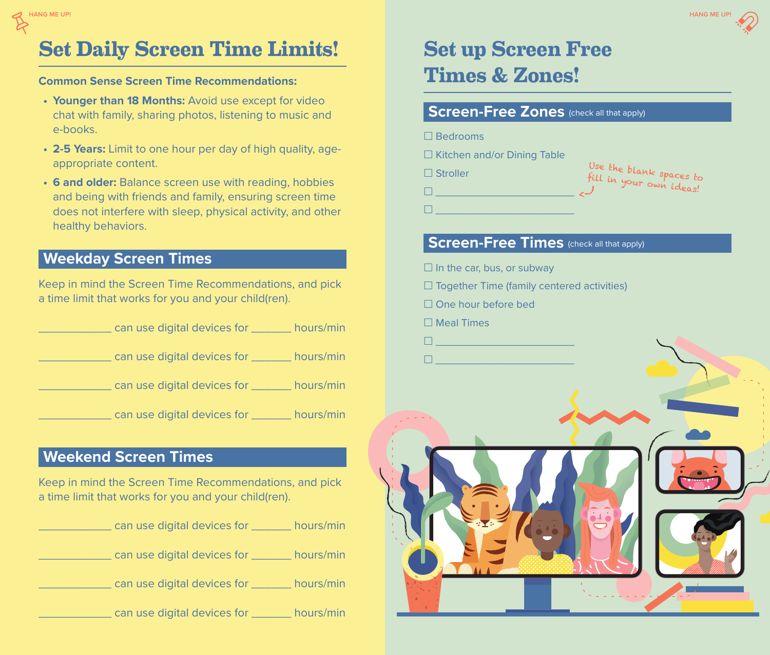HANG ME UP!

# Set Daily Screen Time Limits!

**Common Sense Screen Time Recommendations:**

- **Younger than 18 Months:** Avoid use except for video chat with family, sharing photos, listening to music and e-books.
- **2-5 Years:** Limit to one hour per day of high quality, age-appropriate content.
- **6 and older:** Balance screen use with reading, hobbies and being with friends and family, ensuring screen time does not interfere with sleep, physical activity, and other healthy behaviors.

## Weekday Screen Times

Keep in mind the Screen Time Recommendations, and pick a time limit that works for you and your child(ren).

____________ can use digital devices for ______ hours/min

____________ can use digital devices for ______ hours/min

____________ can use digital devices for ______ hours/min

____________ can use digital devices for ______ hours/min

## Weekend Screen Times

Keep in mind the Screen Time Recommendations, and pick a time limit that works for you and your child(ren).

____________ can use digital devices for ______ hours/min

____________ can use digital devices for ______ hours/min

____________ can use digital devices for ______ hours/min

____________ can use digital devices for ______ hours/min

HANG ME UP!

# Set up Screen Free Times & Zones!

## Screen-Free Zones (check all that apply)

☐ Bedrooms

☐ Kitchen and/or Dining Table

☐ Stroller

☐ ________________________

☐ ________________________

*Use the blank spaces to fill in your own ideas!*

## Screen-Free Times (check all that apply)

☐ In the car, bus, or subway

☐ Together Time (family centered activities)

☐ One hour before bed

☐ Meal Times

☐ ________________________

☐ ________________________